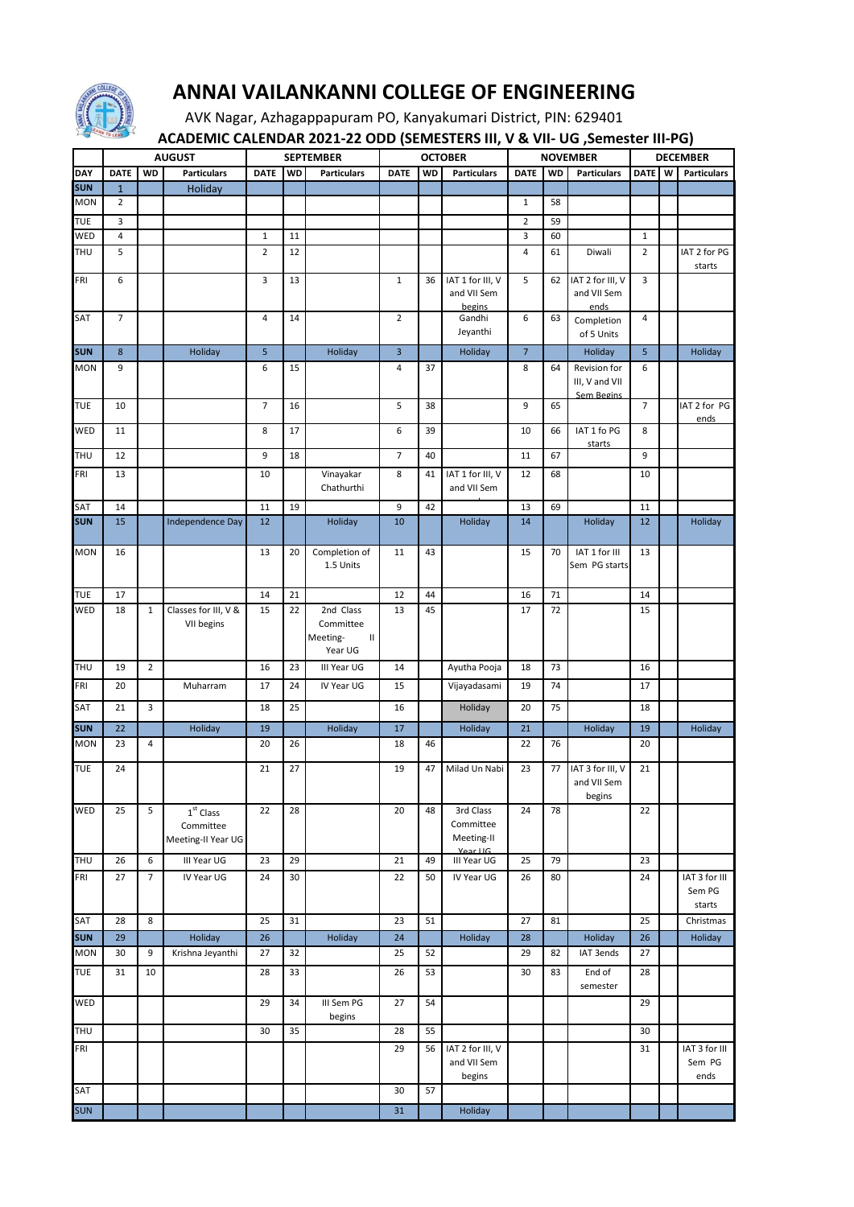# ANNAI VAILANKANNI COLLEGE OF ENGINEERING

AVK Nagar, Azhagappapuram PO, Kanyakumari District, PIN: 629401

## ACADEMIC CALENDAR 2021-22 ODD (SEMESTERS III, V & VII- UG ,Semester III-PG)

| | AUGUST | | | SEPTEMBER | | | OCTOBER | | | NOVEMBER | | | DECEMBER | | |
|---|---|---|---|---|---|---|---|---|---|---|---|---|---|---|---|
| DAY | DATE | WD | Particulars | DATE | WD | Particulars | DATE | WD | Particulars | DATE | WD | Particulars | DATE | W | Particulars |
| SUN | 1 | | Holiday | | | | | | | | | | | | |
| MON | 2 | | | | | | | | | 1 | 58 | | | | |
| TUE | 3 | | | | | | | | | 2 | 59 | | | | |
| WED | 4 | | | 1 | 11 | | | | | 3 | 60 | | 1 | | |
| THU | 5 | | | 2 | 12 | | | | | 4 | 61 | Diwali | 2 | | IAT 2 for PG starts |
| FRI | 6 | | | 3 | 13 | | 1 | 36 | IAT 1 for III, V and VII Sem begins | 5 | 62 | IAT 2 for III, V and VII Sem ends | 3 | | |
| SAT | 7 | | | 4 | 14 | | 2 | | Gandhi Jeyanthi | 6 | 63 | Completion of 5 Units | 4 | | |
| SUN | 8 | | Holiday | 5 | | Holiday | 3 | | Holiday | 7 | | Holiday | 5 | | Holiday |
| MON | 9 | | | 6 | 15 | | 4 | 37 | | 8 | 64 | Revision for III, V and VII Sem Begins | 6 | | |
| TUE | 10 | | | 7 | 16 | | 5 | 38 | | 9 | 65 | | 7 | | IAT 2 for PG ends |
| WED | 11 | | | 8 | 17 | | 6 | 39 | | 10 | 66 | IAT 1 fo PG starts | 8 | | |
| THU | 12 | | | 9 | 18 | | 7 | 40 | | 11 | 67 | | 9 | | |
| FRI | 13 | | | 10 | | Vinayakar Chathurthi | 8 | 41 | IAT 1 for III, V and VII Sem ends | 12 | 68 | | 10 | | |
| SAT | 14 | | | 11 | 19 | | 9 | 42 | | 13 | 69 | | 11 | | |
| SUN | 15 | | Independence Day | 12 | | Holiday | 10 | | Holiday | 14 | | Holiday | 12 | | Holiday |
| MON | 16 | | | 13 | 20 | Completion of 1.5 Units | 11 | 43 | | 15 | 70 | IAT 1 for III Sem PG starts | 13 | | |
| TUE | 17 | | | 14 | 21 | | 12 | 44 | | 16 | 71 | | 14 | | |
| WED | 18 | 1 | Classes for III, V & VII begins | 15 | 22 | 2nd Class Committee Meeting- II Year UG | 13 | 45 | | 17 | 72 | | 15 | | |
| THU | 19 | 2 | | 16 | 23 | III Year UG | 14 | | Ayutha Pooja | 18 | 73 | | 16 | | |
| FRI | 20 | | Muharram | 17 | 24 | IV Year UG | 15 | | Vijayadasami | 19 | 74 | | 17 | | |
| SAT | 21 | 3 | | 18 | 25 | | 16 | | Holiday | 20 | 75 | | 18 | | |
| SUN | 22 | | Holiday | 19 | | Holiday | 17 | | Holiday | 21 | | Holiday | 19 | | Holiday |
| MON | 23 | 4 | | 20 | 26 | | 18 | 46 | | 22 | 76 | | 20 | | |
| TUE | 24 | | | 21 | 27 | | 19 | 47 | Milad Un Nabi | 23 | 77 | IAT 3 for III, V and VII Sem begins | 21 | | |
| WED | 25 | 5 | 1st Class Committee Meeting-II Year UG | 22 | 28 | | 20 | 48 | 3rd Class Committee Meeting-II Year UG | 24 | 78 | | 22 | | |
| THU | 26 | 6 | III Year UG | 23 | 29 | | 21 | 49 | III Year UG | 25 | 79 | | 23 | | |
| FRI | 27 | 7 | IV Year UG | 24 | 30 | | 22 | 50 | IV Year UG | 26 | 80 | | 24 | | IAT 3 for III Sem PG starts |
| SAT | 28 | 8 | | 25 | 31 | | 23 | 51 | | 27 | 81 | | 25 | | Christmas |
| SUN | 29 | | Holiday | 26 | | Holiday | 24 | | Holiday | 28 | | Holiday | 26 | | Holiday |
| MON | 30 | 9 | Krishna Jeyanthi | 27 | 32 | | 25 | 52 | | 29 | 82 | IAT 3ends | 27 | | |
| TUE | 31 | 10 | | 28 | 33 | | 26 | 53 | | 30 | 83 | End of semester | 28 | | |
| WED | | | | 29 | 34 | III Sem PG begins | 27 | 54 | | | | | 29 | | |
| THU | | | | 30 | 35 | | 28 | 55 | | | | | 30 | | |
| FRI | | | | | | | 29 | 56 | IAT 2 for III, V and VII Sem begins | | | | 31 | | IAT 3 for III Sem PG ends |
| SAT | | | | | | | 30 | 57 | | | | | | | |
| SUN | | | | | | | 31 | | Holiday | | | | | | |